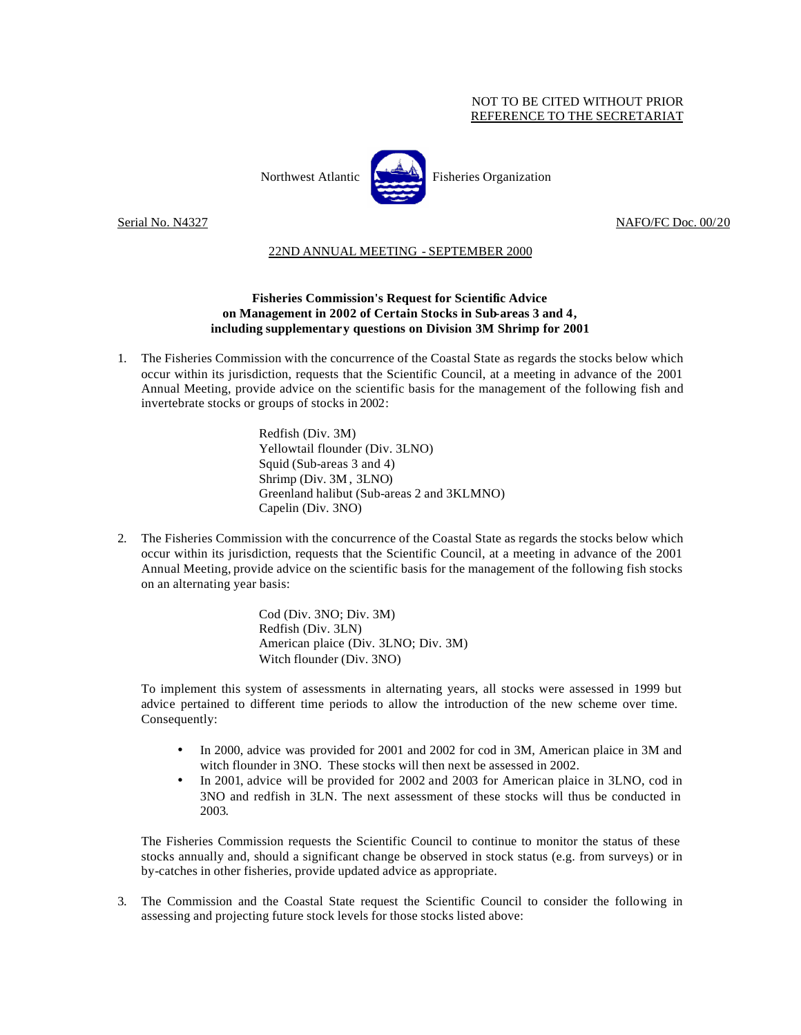NOT TO BE CITED WITHOUT PRIOR
REFERENCE TO THE SECRETARIAT

Northwest Atlantic Fisheries Organization

Serial No. N4327 NAFO/FC Doc. 00/20

22ND ANNUAL MEETING - SEPTEMBER 2000

**Fisheries Commission's Request for Scientific Advice on Management in 2002 of Certain Stocks in Sub-areas 3 and 4, including supplementary questions on Division 3M Shrimp for 2001**

1. The Fisheries Commission with the concurrence of the Coastal State as regards the stocks below which occur within its jurisdiction, requests that the Scientific Council, at a meeting in advance of the 2001 Annual Meeting, provide advice on the scientific basis for the management of the following fish and invertebrate stocks or groups of stocks in 2002:

   Redfish (Div. 3M)
   Yellowtail flounder (Div. 3LNO)
   Squid (Sub-areas 3 and 4)
   Shrimp (Div. 3M , 3LNO)
   Greenland halibut (Sub-areas 2 and 3KLMNO)
   Capelin (Div. 3NO)

2. The Fisheries Commission with the concurrence of the Coastal State as regards the stocks below which occur within its jurisdiction, requests that the Scientific Council, at a meeting in advance of the 2001 Annual Meeting, provide advice on the scientific basis for the management of the following fish stocks on an alternating year basis:

   Cod (Div. 3NO; Div. 3M)
   Redfish (Div. 3LN)
   American plaice (Div. 3LNO; Div. 3M)
   Witch flounder (Div. 3NO)

   To implement this system of assessments in alternating years, all stocks were assessed in 1999 but advice pertained to different time periods to allow the introduction of the new scheme over time. Consequently:

   - In 2000, advice was provided for 2001 and 2002 for cod in 3M, American plaice in 3M and witch flounder in 3NO. These stocks will then next be assessed in 2002.
   - In 2001, advice will be provided for 2002 and 2003 for American plaice in 3LNO, cod in 3NO and redfish in 3LN. The next assessment of these stocks will thus be conducted in 2003.

   The Fisheries Commission requests the Scientific Council to continue to monitor the status of these stocks annually and, should a significant change be observed in stock status (e.g. from surveys) or in by-catches in other fisheries, provide updated advice as appropriate.

3. The Commission and the Coastal State request the Scientific Council to consider the following in assessing and projecting future stock levels for those stocks listed above: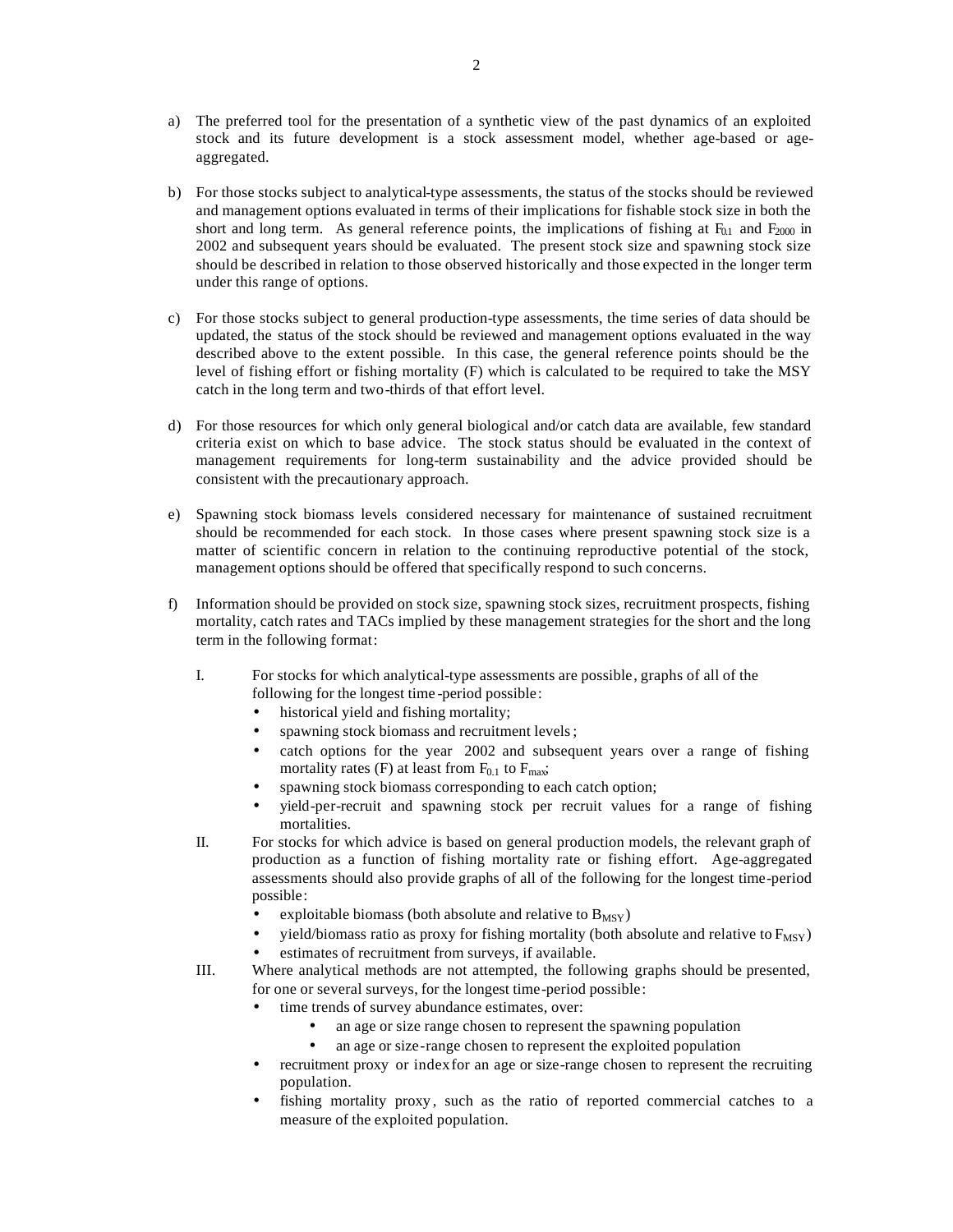a) The preferred tool for the presentation of a synthetic view of the past dynamics of an exploited stock and its future development is a stock assessment model, whether age-based or age-aggregated.

b) For those stocks subject to analytical-type assessments, the status of the stocks should be reviewed and management options evaluated in terms of their implications for fishable stock size in both the short and long term. As general reference points, the implications of fishing at $F_{0.1}$ and $F_{2000}$ in 2002 and subsequent years should be evaluated. The present stock size and spawning stock size should be described in relation to those observed historically and those expected in the longer term under this range of options.

c) For those stocks subject to general production-type assessments, the time series of data should be updated, the status of the stock should be reviewed and management options evaluated in the way described above to the extent possible. In this case, the general reference points should be the level of fishing effort or fishing mortality (F) which is calculated to be required to take the MSY catch in the long term and two-thirds of that effort level.

d) For those resources for which only general biological and/or catch data are available, few standard criteria exist on which to base advice. The stock status should be evaluated in the context of management requirements for long-term sustainability and the advice provided should be consistent with the precautionary approach.

e) Spawning stock biomass levels considered necessary for maintenance of sustained recruitment should be recommended for each stock. In those cases where present spawning stock size is a matter of scientific concern in relation to the continuing reproductive potential of the stock, management options should be offered that specifically respond to such concerns.

f) Information should be provided on stock size, spawning stock sizes, recruitment prospects, fishing mortality, catch rates and TACs implied by these management strategies for the short and the long term in the following format:

   I. For stocks for which analytical-type assessments are possible, graphs of all of the following for the longest time-period possible:
      - historical yield and fishing mortality;
      - spawning stock biomass and recruitment levels;
      - catch options for the year 2002 and subsequent years over a range of fishing mortality rates (F) at least from $F_{0.1}$ to $F_{max}$;
      - spawning stock biomass corresponding to each catch option;
      - yield-per-recruit and spawning stock per recruit values for a range of fishing mortalities.

   II. For stocks for which advice is based on general production models, the relevant graph of production as a function of fishing mortality rate or fishing effort. Age-aggregated assessments should also provide graphs of all of the following for the longest time-period possible:
      - exploitable biomass (both absolute and relative to $B_{MSY}$)
      - yield/biomass ratio as proxy for fishing mortality (both absolute and relative to $F_{MSY}$)
      - estimates of recruitment from surveys, if available.

   III. Where analytical methods are not attempted, the following graphs should be presented, for one or several surveys, for the longest time-period possible:
      - time trends of survey abundance estimates, over:
        - an age or size range chosen to represent the spawning population
        - an age or size-range chosen to represent the exploited population
      - recruitment proxy or index for an age or size-range chosen to represent the recruiting population.
      - fishing mortality proxy, such as the ratio of reported commercial catches to a measure of the exploited population.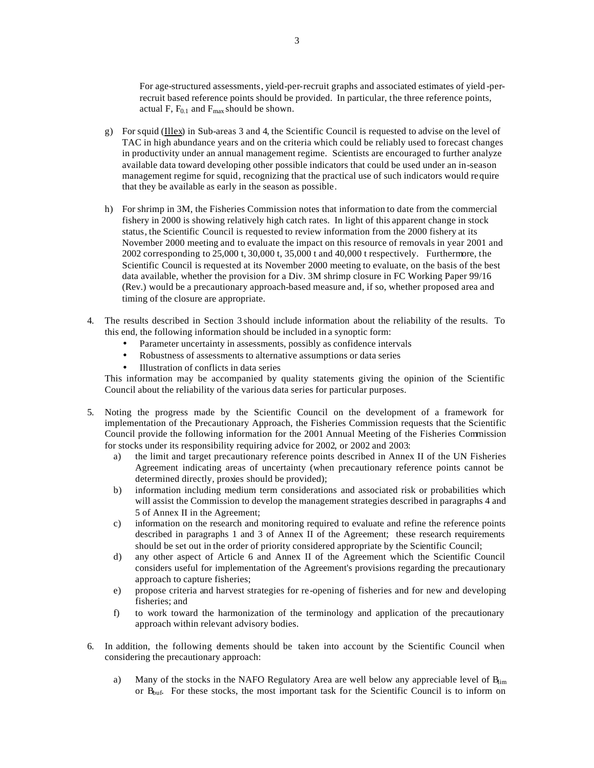For age-structured assessments, yield-per-recruit graphs and associated estimates of yield-per-recruit based reference points should be provided. In particular, the three reference points, actual F, $F_{0.1}$ and $F_{max}$ should be shown.

g) For squid (Illex) in Sub-areas 3 and 4, the Scientific Council is requested to advise on the level of TAC in high abundance years and on the criteria which could be reliably used to forecast changes in productivity under an annual management regime. Scientists are encouraged to further analyze available data toward developing other possible indicators that could be used under an in-season management regime for squid, recognizing that the practical use of such indicators would require that they be available as early in the season as possible.

h) For shrimp in 3M, the Fisheries Commission notes that information to date from the commercial fishery in 2000 is showing relatively high catch rates. In light of this apparent change in stock status, the Scientific Council is requested to review information from the 2000 fishery at its November 2000 meeting and to evaluate the impact on this resource of removals in year 2001 and 2002 corresponding to 25,000 t, 30,000 t, 35,000 t and 40,000 t respectively. Furthermore, the Scientific Council is requested at its November 2000 meeting to evaluate, on the basis of the best data available, whether the provision for a Div. 3M shrimp closure in FC Working Paper 99/16 (Rev.) would be a precautionary approach-based measure and, if so, whether proposed area and timing of the closure are appropriate.

4. The results described in Section 3 should include information about the reliability of the results. To this end, the following information should be included in a synoptic form:
   - Parameter uncertainty in assessments, possibly as confidence intervals
   - Robustness of assessments to alternative assumptions or data series
   - Illustration of conflicts in data series

   This information may be accompanied by quality statements giving the opinion of the Scientific Council about the reliability of the various data series for particular purposes.

5. Noting the progress made by the Scientific Council on the development of a framework for implementation of the Precautionary Approach, the Fisheries Commission requests that the Scientific Council provide the following information for the 2001 Annual Meeting of the Fisheries Commission for stocks under its responsibility requiring advice for 2002, or 2002 and 2003:
   a) the limit and target precautionary reference points described in Annex II of the UN Fisheries Agreement indicating areas of uncertainty (when precautionary reference points cannot be determined directly, proxies should be provided);
   b) information including medium term considerations and associated risk or probabilities which will assist the Commission to develop the management strategies described in paragraphs 4 and 5 of Annex II in the Agreement;
   c) information on the research and monitoring required to evaluate and refine the reference points described in paragraphs 1 and 3 of Annex II of the Agreement; these research requirements should be set out in the order of priority considered appropriate by the Scientific Council;
   d) any other aspect of Article 6 and Annex II of the Agreement which the Scientific Council considers useful for implementation of the Agreement's provisions regarding the precautionary approach to capture fisheries;
   e) propose criteria and harvest strategies for re-opening of fisheries and for new and developing fisheries; and
   f) to work toward the harmonization of the terminology and application of the precautionary approach within relevant advisory bodies.

6. In addition, the following elements should be taken into account by the Scientific Council when considering the precautionary approach:

   a) Many of the stocks in the NAFO Regulatory Area are well below any appreciable level of $B_{lim}$ or $B_{buf}$. For these stocks, the most important task for the Scientific Council is to inform on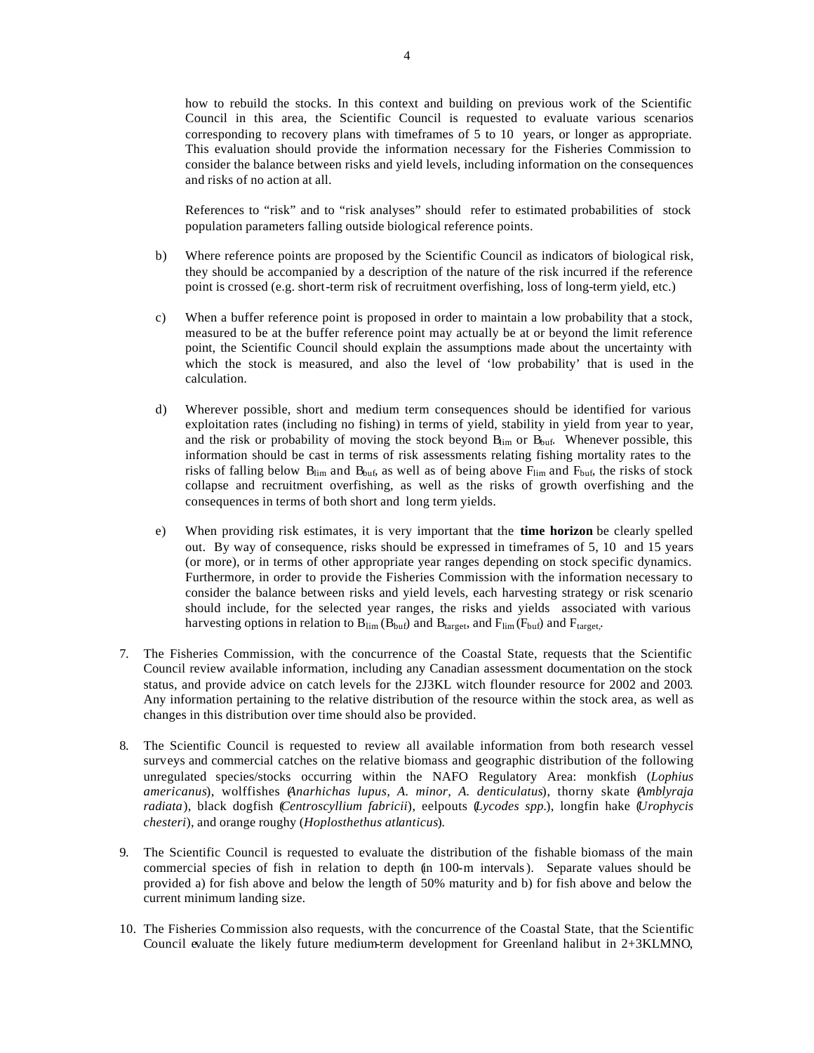how to rebuild the stocks. In this context and building on previous work of the Scientific Council in this area, the Scientific Council is requested to evaluate various scenarios corresponding to recovery plans with timeframes of 5 to 10 years, or longer as appropriate. This evaluation should provide the information necessary for the Fisheries Commission to consider the balance between risks and yield levels, including information on the consequences and risks of no action at all.

References to "risk" and to "risk analyses" should refer to estimated probabilities of stock population parameters falling outside biological reference points.

b) Where reference points are proposed by the Scientific Council as indicators of biological risk, they should be accompanied by a description of the nature of the risk incurred if the reference point is crossed (e.g. short-term risk of recruitment overfishing, loss of long-term yield, etc.)

c) When a buffer reference point is proposed in order to maintain a low probability that a stock, measured to be at the buffer reference point may actually be at or beyond the limit reference point, the Scientific Council should explain the assumptions made about the uncertainty with which the stock is measured, and also the level of 'low probability' that is used in the calculation.

d) Wherever possible, short and medium term consequences should be identified for various exploitation rates (including no fishing) in terms of yield, stability in yield from year to year, and the risk or probability of moving the stock beyond $B_{lim}$ or $B_{buf}$. Whenever possible, this information should be cast in terms of risk assessments relating fishing mortality rates to the risks of falling below $B_{lim}$ and $B_{buf}$, as well as of being above $F_{lim}$ and $F_{buf}$, the risks of stock collapse and recruitment overfishing, as well as the risks of growth overfishing and the consequences in terms of both short and long term yields.

e) When providing risk estimates, it is very important that the **time horizon** be clearly spelled out. By way of consequence, risks should be expressed in timeframes of 5, 10 and 15 years (or more), or in terms of other appropriate year ranges depending on stock specific dynamics. Furthermore, in order to provide the Fisheries Commission with the information necessary to consider the balance between risks and yield levels, each harvesting strategy or risk scenario should include, for the selected year ranges, the risks and yields associated with various harvesting options in relation to $B_{lim}$ ($B_{buf}$) and $B_{target}$, and $F_{lim}$ ($F_{buf}$) and $F_{target}$.

7. The Fisheries Commission, with the concurrence of the Coastal State, requests that the Scientific Council review available information, including any Canadian assessment documentation on the stock status, and provide advice on catch levels for the 2J3KL witch flounder resource for 2002 and 2003. Any information pertaining to the relative distribution of the resource within the stock area, as well as changes in this distribution over time should also be provided.

8. The Scientific Council is requested to review all available information from both research vessel surveys and commercial catches on the relative biomass and geographic distribution of the following unregulated species/stocks occurring within the NAFO Regulatory Area: monkfish (*Lophius americanus*), wolffishes (*Anarhichas lupus, A. minor, A. denticulatus*), thorny skate (*Amblyraja radiata*), black dogfish (*Centroscyllium fabricii*), eelpouts (*Lycodes spp.*), longfin hake (*Urophycis chesteri*), and orange roughy (*Hoplosthethus atlanticus*).

9. The Scientific Council is requested to evaluate the distribution of the fishable biomass of the main commercial species of fish in relation to depth (in 100-m intervals). Separate values should be provided a) for fish above and below the length of 50% maturity and b) for fish above and below the current minimum landing size.

10. The Fisheries Commission also requests, with the concurrence of the Coastal State, that the Scientific Council evaluate the likely future medium-term development for Greenland halibut in 2+3KLMNO,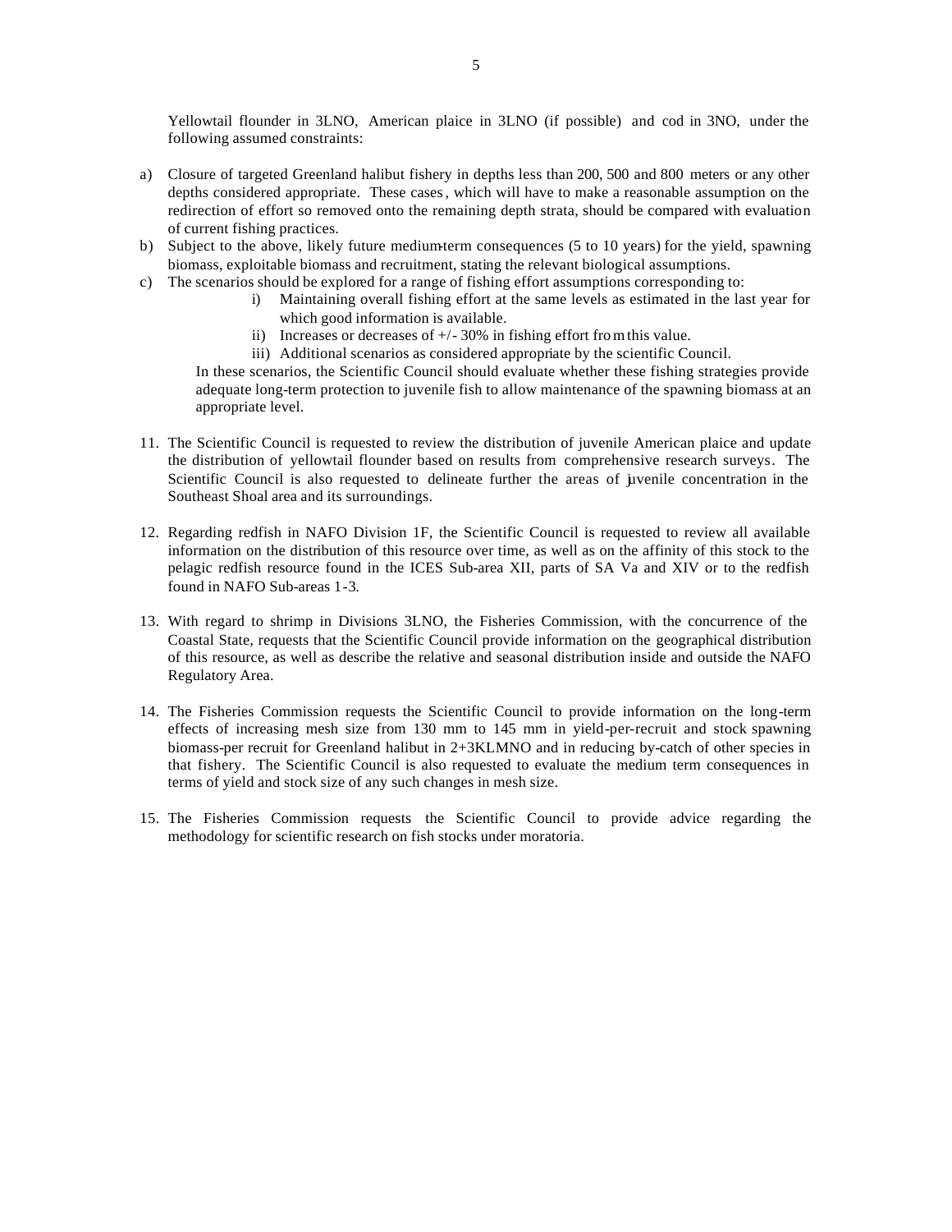Yellowtail flounder in 3LNO, American plaice in 3LNO (if possible) and cod in 3NO, under the following assumed constraints:

a) Closure of targeted Greenland halibut fishery in depths less than 200, 500 and 800 meters or any other depths considered appropriate. These cases, which will have to make a reasonable assumption on the redirection of effort so removed onto the remaining depth strata, should be compared with evaluation of current fishing practices.
b) Subject to the above, likely future medium-term consequences (5 to 10 years) for the yield, spawning biomass, exploitable biomass and recruitment, stating the relevant biological assumptions.
c) The scenarios should be explored for a range of fishing effort assumptions corresponding to:
    i) Maintaining overall fishing effort at the same levels as estimated in the last year for which good information is available.
    ii) Increases or decreases of +/- 30% in fishing effort from this value.
    iii) Additional scenarios as considered appropriate by the scientific Council.

    In these scenarios, the Scientific Council should evaluate whether these fishing strategies provide adequate long-term protection to juvenile fish to allow maintenance of the spawning biomass at an appropriate level.

11. The Scientific Council is requested to review the distribution of juvenile American plaice and update the distribution of yellowtail flounder based on results from comprehensive research surveys. The Scientific Council is also requested to delineate further the areas of juvenile concentration in the Southeast Shoal area and its surroundings.

12. Regarding redfish in NAFO Division 1F, the Scientific Council is requested to review all available information on the distribution of this resource over time, as well as on the affinity of this stock to the pelagic redfish resource found in the ICES Sub-area XII, parts of SA Va and XIV or to the redfish found in NAFO Sub-areas 1-3.

13. With regard to shrimp in Divisions 3LNO, the Fisheries Commission, with the concurrence of the Coastal State, requests that the Scientific Council provide information on the geographical distribution of this resource, as well as describe the relative and seasonal distribution inside and outside the NAFO Regulatory Area.

14. The Fisheries Commission requests the Scientific Council to provide information on the long-term effects of increasing mesh size from 130 mm to 145 mm in yield-per-recruit and stock spawning biomass-per recruit for Greenland halibut in 2+3KLMNO and in reducing by-catch of other species in that fishery. The Scientific Council is also requested to evaluate the medium term consequences in terms of yield and stock size of any such changes in mesh size.

15. The Fisheries Commission requests the Scientific Council to provide advice regarding the methodology for scientific research on fish stocks under moratoria.